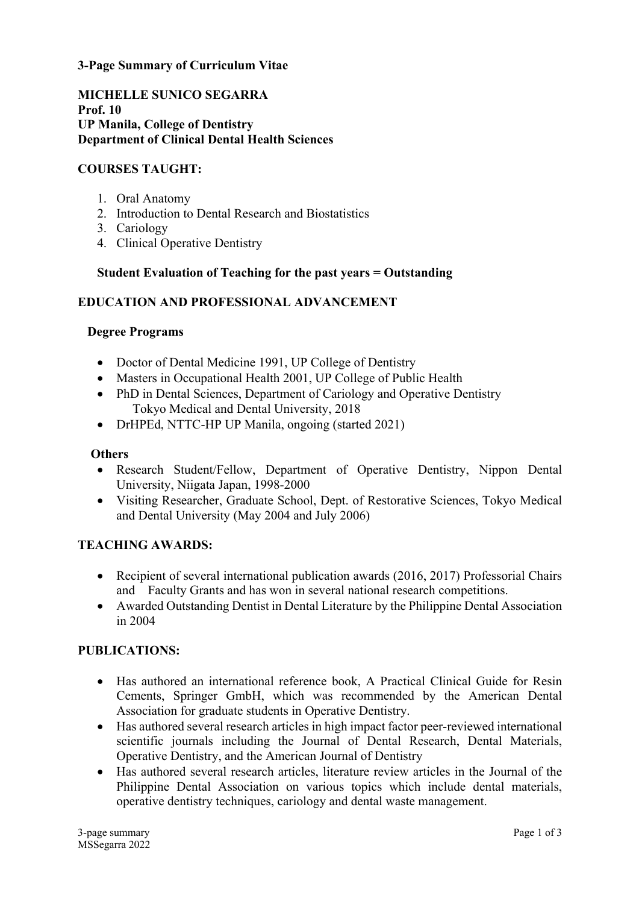**3-Page Summary of Curriculum Vitae**

**MICHELLE SUNICO SEGARRA**
**Prof. 10**
**UP Manila, College of Dentistry**
**Department of Clinical Dental Health Sciences**

## COURSES TAUGHT:

1. Oral Anatomy
2. Introduction to Dental Research and Biostatistics
3. Cariology
4. Clinical Operative Dentistry

**Student Evaluation of Teaching for the past years = Outstanding**

## EDUCATION AND PROFESSIONAL ADVANCEMENT

### Degree Programs

- Doctor of Dental Medicine 1991, UP College of Dentistry
- Masters in Occupational Health 2001, UP College of Public Health
- PhD in Dental Sciences, Department of Cariology and Operative Dentistry
  Tokyo Medical and Dental University, 2018
- DrHPEd, NTTC-HP UP Manila, ongoing (started 2021)

### Others

- Research Student/Fellow, Department of Operative Dentistry, Nippon Dental University, Niigata Japan, 1998-2000
- Visiting Researcher, Graduate School, Dept. of Restorative Sciences, Tokyo Medical and Dental University (May 2004 and July 2006)

## TEACHING AWARDS:

- Recipient of several international publication awards (2016, 2017) Professorial Chairs and Faculty Grants and has won in several national research competitions.
- Awarded Outstanding Dentist in Dental Literature by the Philippine Dental Association in 2004

## PUBLICATIONS:

- Has authored an international reference book, A Practical Clinical Guide for Resin Cements, Springer GmbH, which was recommended by the American Dental Association for graduate students in Operative Dentistry.
- Has authored several research articles in high impact factor peer-reviewed international scientific journals including the Journal of Dental Research, Dental Materials, Operative Dentistry, and the American Journal of Dentistry
- Has authored several research articles, literature review articles in the Journal of the Philippine Dental Association on various topics which include dental materials, operative dentistry techniques, cariology and dental waste management.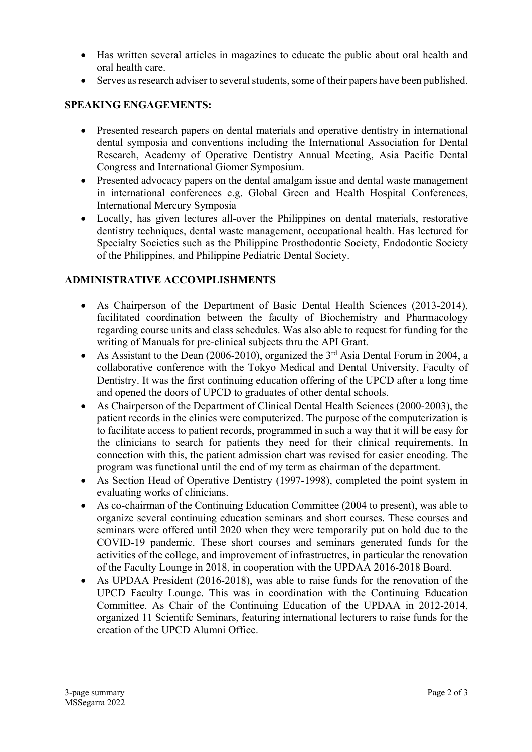- Has written several articles in magazines to educate the public about oral health and oral health care.
- Serves as research adviser to several students, some of their papers have been published.

**SPEAKING ENGAGEMENTS:**

- Presented research papers on dental materials and operative dentistry in international dental symposia and conventions including the International Association for Dental Research, Academy of Operative Dentistry Annual Meeting, Asia Pacific Dental Congress and International Giomer Symposium.
- Presented advocacy papers on the dental amalgam issue and dental waste management in international conferences e.g. Global Green and Health Hospital Conferences, International Mercury Symposia
- Locally, has given lectures all-over the Philippines on dental materials, restorative dentistry techniques, dental waste management, occupational health. Has lectured for Specialty Societies such as the Philippine Prosthodontic Society, Endodontic Society of the Philippines, and Philippine Pediatric Dental Society.

**ADMINISTRATIVE ACCOMPLISHMENTS**

- As Chairperson of the Department of Basic Dental Health Sciences (2013-2014), facilitated coordination between the faculty of Biochemistry and Pharmacology regarding course units and class schedules. Was also able to request for funding for the writing of Manuals for pre-clinical subjects thru the API Grant.
- As Assistant to the Dean (2006-2010), organized the 3rd Asia Dental Forum in 2004, a collaborative conference with the Tokyo Medical and Dental University, Faculty of Dentistry. It was the first continuing education offering of the UPCD after a long time and opened the doors of UPCD to graduates of other dental schools.
- As Chairperson of the Department of Clinical Dental Health Sciences (2000-2003), the patient records in the clinics were computerized. The purpose of the computerization is to facilitate access to patient records, programmed in such a way that it will be easy for the clinicians to search for patients they need for their clinical requirements. In connection with this, the patient admission chart was revised for easier encoding. The program was functional until the end of my term as chairman of the department.
- As Section Head of Operative Dentistry (1997-1998), completed the point system in evaluating works of clinicians.
- As co-chairman of the Continuing Education Committee (2004 to present), was able to organize several continuing education seminars and short courses. These courses and seminars were offered until 2020 when they were temporarily put on hold due to the COVID-19 pandemic. These short courses and seminars generated funds for the activities of the college, and improvement of infrastructres, in particular the renovation of the Faculty Lounge in 2018, in cooperation with the UPDAA 2016-2018 Board.
- As UPDAA President (2016-2018), was able to raise funds for the renovation of the UPCD Faculty Lounge. This was in coordination with the Continuing Education Committee. As Chair of the Continuing Education of the UPDAA in 2012-2014, organized 11 Scientifc Seminars, featuring international lecturers to raise funds for the creation of the UPCD Alumni Office.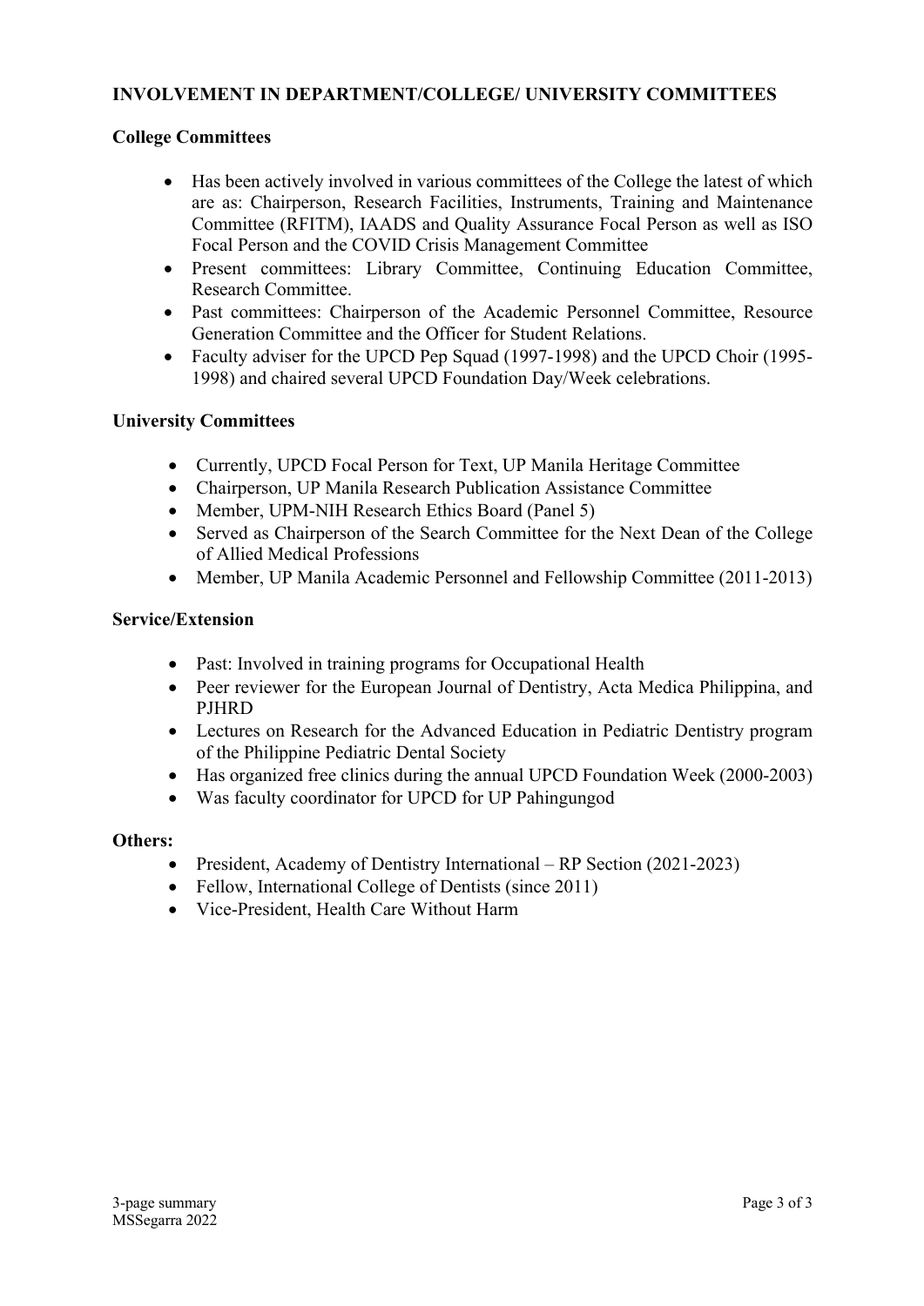## INVOLVEMENT IN DEPARTMENT/COLLEGE/ UNIVERSITY COMMITTEES

### College Committees

- Has been actively involved in various committees of the College the latest of which are as: Chairperson, Research Facilities, Instruments, Training and Maintenance Committee (RFITM), IAADS and Quality Assurance Focal Person as well as ISO Focal Person and the COVID Crisis Management Committee
- Present committees: Library Committee, Continuing Education Committee, Research Committee.
- Past committees: Chairperson of the Academic Personnel Committee, Resource Generation Committee and the Officer for Student Relations.
- Faculty adviser for the UPCD Pep Squad (1997-1998) and the UPCD Choir (1995-1998) and chaired several UPCD Foundation Day/Week celebrations.

### University Committees

- Currently, UPCD Focal Person for Text, UP Manila Heritage Committee
- Chairperson, UP Manila Research Publication Assistance Committee
- Member, UPM-NIH Research Ethics Board (Panel 5)
- Served as Chairperson of the Search Committee for the Next Dean of the College of Allied Medical Professions
- Member, UP Manila Academic Personnel and Fellowship Committee (2011-2013)

### Service/Extension

- Past: Involved in training programs for Occupational Health
- Peer reviewer for the European Journal of Dentistry, Acta Medica Philippina, and PJHRD
- Lectures on Research for the Advanced Education in Pediatric Dentistry program of the Philippine Pediatric Dental Society
- Has organized free clinics during the annual UPCD Foundation Week (2000-2003)
- Was faculty coordinator for UPCD for UP Pahingungod

### Others:

- President, Academy of Dentistry International – RP Section (2021-2023)
- Fellow, International College of Dentists (since 2011)
- Vice-President, Health Care Without Harm

3-page summary
MSSegarra 2022